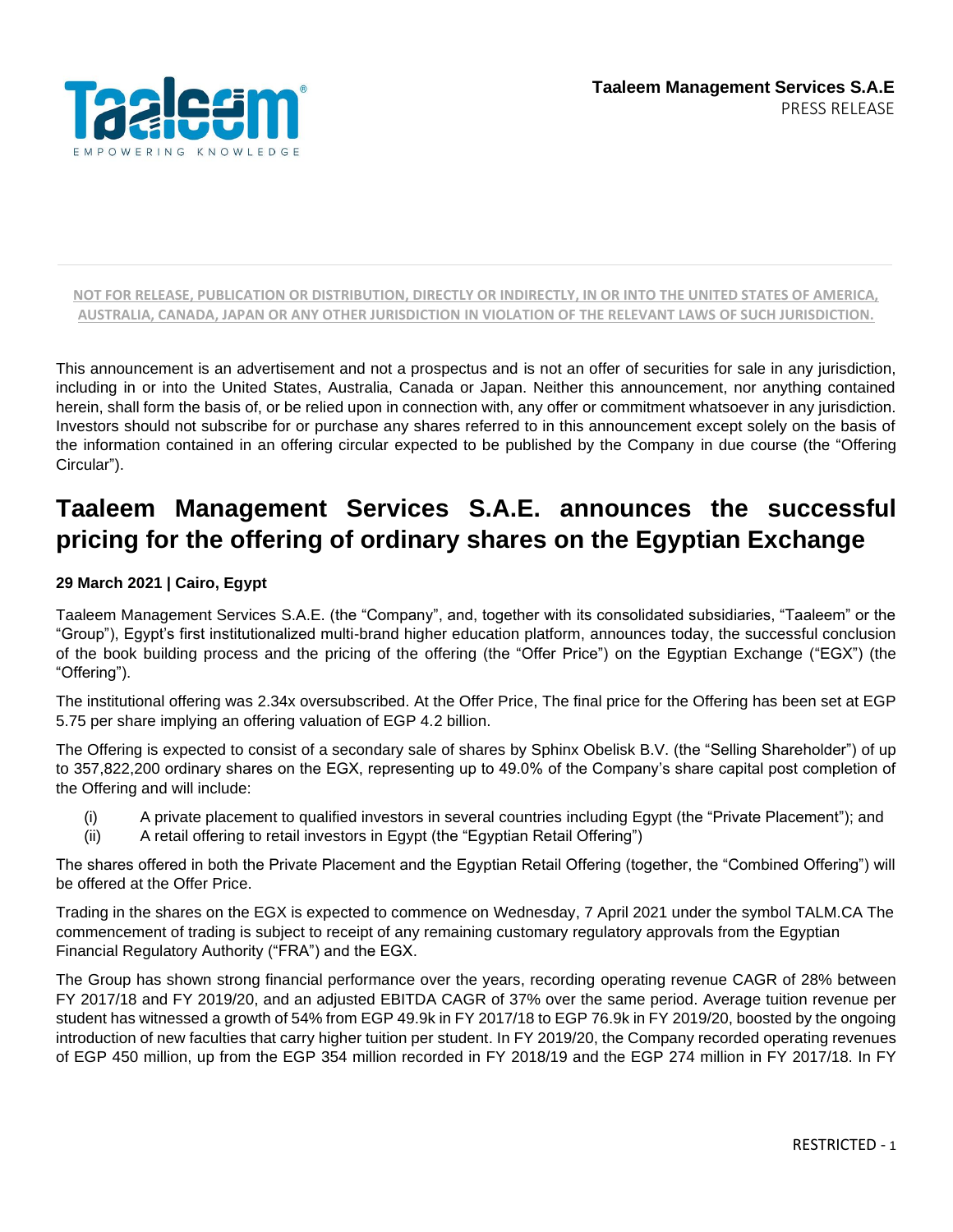**Taaleem Management Services S.A.E**
PRESS RELEASE

**NOT FOR RELEASE, PUBLICATION OR DISTRIBUTION, DIRECTLY OR INDIRECTLY, IN OR INTO THE UNITED STATES OF AMERICA, AUSTRALIA, CANADA, JAPAN OR ANY OTHER JURISDICTION IN VIOLATION OF THE RELEVANT LAWS OF SUCH JURISDICTION.**

This announcement is an advertisement and not a prospectus and is not an offer of securities for sale in any jurisdiction, including in or into the United States, Australia, Canada or Japan. Neither this announcement, nor anything contained herein, shall form the basis of, or be relied upon in connection with, any offer or commitment whatsoever in any jurisdiction. Investors should not subscribe for or purchase any shares referred to in this announcement except solely on the basis of the information contained in an offering circular expected to be published by the Company in due course (the "Offering Circular").

# Taaleem Management Services S.A.E. announces the successful pricing for the offering of ordinary shares on the Egyptian Exchange

**29 March 2021 | Cairo, Egypt**

Taaleem Management Services S.A.E. (the "Company", and, together with its consolidated subsidiaries, "Taaleem" or the "Group"), Egypt's first institutionalized multi-brand higher education platform, announces today, the successful conclusion of the book building process and the pricing of the offering (the "Offer Price") on the Egyptian Exchange ("EGX") (the "Offering").

The institutional offering was 2.34x oversubscribed. At the Offer Price, The final price for the Offering has been set at EGP 5.75 per share implying an offering valuation of EGP 4.2 billion.

The Offering is expected to consist of a secondary sale of shares by Sphinx Obelisk B.V. (the "Selling Shareholder") of up to 357,822,200 ordinary shares on the EGX, representing up to 49.0% of the Company's share capital post completion of the Offering and will include:

(i) A private placement to qualified investors in several countries including Egypt (the "Private Placement"); and
(ii) A retail offering to retail investors in Egypt (the "Egyptian Retail Offering")

The shares offered in both the Private Placement and the Egyptian Retail Offering (together, the "Combined Offering") will be offered at the Offer Price.

Trading in the shares on the EGX is expected to commence on Wednesday, 7 April 2021 under the symbol TALM.CA The commencement of trading is subject to receipt of any remaining customary regulatory approvals from the Egyptian Financial Regulatory Authority ("FRA") and the EGX.

The Group has shown strong financial performance over the years, recording operating revenue CAGR of 28% between FY 2017/18 and FY 2019/20, and an adjusted EBITDA CAGR of 37% over the same period. Average tuition revenue per student has witnessed a growth of 54% from EGP 49.9k in FY 2017/18 to EGP 76.9k in FY 2019/20, boosted by the ongoing introduction of new faculties that carry higher tuition per student. In FY 2019/20, the Company recorded operating revenues of EGP 450 million, up from the EGP 354 million recorded in FY 2018/19 and the EGP 274 million in FY 2017/18. In FY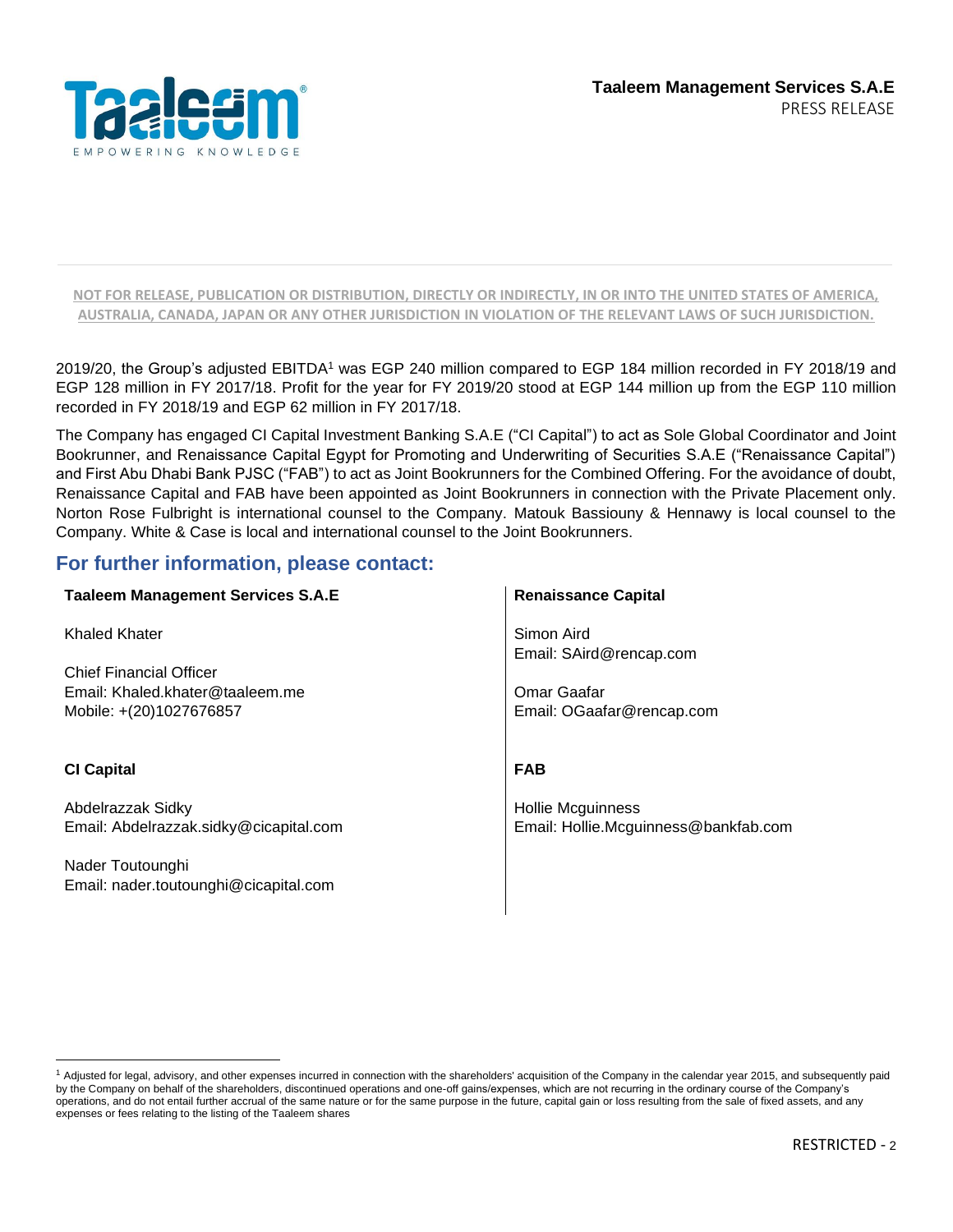NOT FOR RELEASE, PUBLICATION OR DISTRIBUTION, DIRECTLY OR INDIRECTLY, IN OR INTO THE UNITED STATES OF AMERICA, AUSTRALIA, CANADA, JAPAN OR ANY OTHER JURISDICTION IN VIOLATION OF THE RELEVANT LAWS OF SUCH JURISDICTION.

2019/20, the Group's adjusted EBITDA[1] was EGP 240 million compared to EGP 184 million recorded in FY 2018/19 and EGP 128 million in FY 2017/18. Profit for the year for FY 2019/20 stood at EGP 144 million up from the EGP 110 million recorded in FY 2018/19 and EGP 62 million in FY 2017/18.

The Company has engaged CI Capital Investment Banking S.A.E ("CI Capital") to act as Sole Global Coordinator and Joint Bookrunner, and Renaissance Capital Egypt for Promoting and Underwriting of Securities S.A.E ("Renaissance Capital") and First Abu Dhabi Bank PJSC ("FAB") to act as Joint Bookrunners for the Combined Offering. For the avoidance of doubt, Renaissance Capital and FAB have been appointed as Joint Bookrunners in connection with the Private Placement only. Norton Rose Fulbright is international counsel to the Company. Matouk Bassiouny & Hennawy is local counsel to the Company. White & Case is local and international counsel to the Joint Bookrunners.

## For further information, please contact:

**Taaleem Management Services S.A.E**

Khaled Khater

Chief Financial Officer
Email: Khaled.khater@taaleem.me
Mobile: +(20)1027676857

**CI Capital**

Abdelrazzak Sidky
Email: Abdelrazzak.sidky@cicapital.com

Nader Toutounghi
Email: nader.toutounghi@cicapital.com

**Renaissance Capital**

Simon Aird
Email: SAird@rencap.com

Omar Gaafar
Email: OGaafar@rencap.com

**FAB**

Hollie Mcguinness
Email: Hollie.Mcguinness@bankfab.com

---

[1] Adjusted for legal, advisory, and other expenses incurred in connection with the shareholders' acquisition of the Company in the calendar year 2015, and subsequently paid by the Company on behalf of the shareholders, discontinued operations and one-off gains/expenses, which are not recurring in the ordinary course of the Company's operations, and do not entail further accrual of the same nature or for the same purpose in the future, capital gain or loss resulting from the sale of fixed assets, and any expenses or fees relating to the listing of the Taaleem shares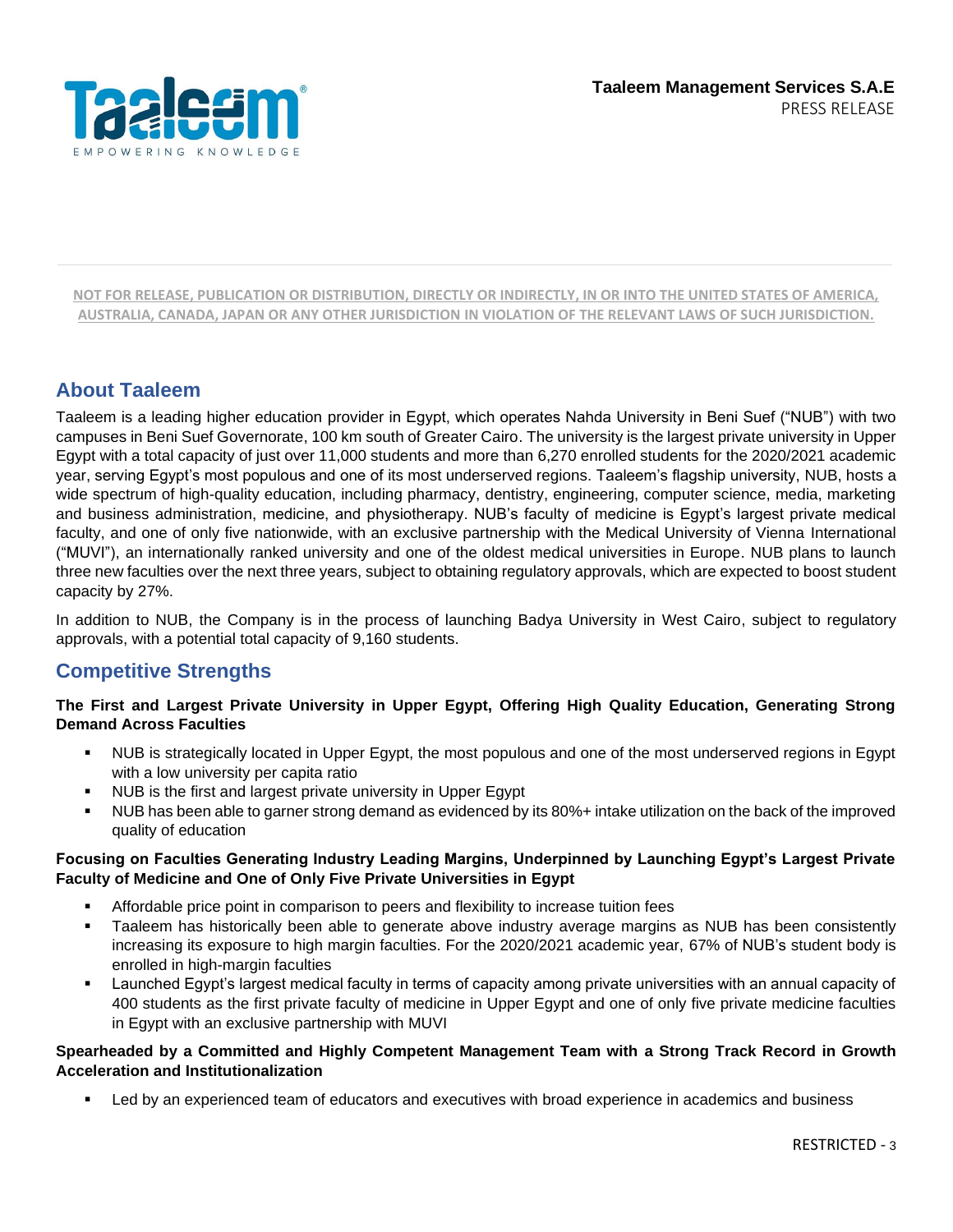NOT FOR RELEASE, PUBLICATION OR DISTRIBUTION, DIRECTLY OR INDIRECTLY, IN OR INTO THE UNITED STATES OF AMERICA, AUSTRALIA, CANADA, JAPAN OR ANY OTHER JURISDICTION IN VIOLATION OF THE RELEVANT LAWS OF SUCH JURISDICTION.

## About Taaleem

Taaleem is a leading higher education provider in Egypt, which operates Nahda University in Beni Suef ("NUB") with two campuses in Beni Suef Governorate, 100 km south of Greater Cairo. The university is the largest private university in Upper Egypt with a total capacity of just over 11,000 students and more than 6,270 enrolled students for the 2020/2021 academic year, serving Egypt's most populous and one of its most underserved regions. Taaleem's flagship university, NUB, hosts a wide spectrum of high-quality education, including pharmacy, dentistry, engineering, computer science, media, marketing and business administration, medicine, and physiotherapy. NUB's faculty of medicine is Egypt's largest private medical faculty, and one of only five nationwide, with an exclusive partnership with the Medical University of Vienna International ("MUVI"), an internationally ranked university and one of the oldest medical universities in Europe. NUB plans to launch three new faculties over the next three years, subject to obtaining regulatory approvals, which are expected to boost student capacity by 27%.

In addition to NUB, the Company is in the process of launching Badya University in West Cairo, subject to regulatory approvals, with a potential total capacity of 9,160 students.

## Competitive Strengths

**The First and Largest Private University in Upper Egypt, Offering High Quality Education, Generating Strong Demand Across Faculties**

- NUB is strategically located in Upper Egypt, the most populous and one of the most underserved regions in Egypt with a low university per capita ratio
- NUB is the first and largest private university in Upper Egypt
- NUB has been able to garner strong demand as evidenced by its 80%+ intake utilization on the back of the improved quality of education

**Focusing on Faculties Generating Industry Leading Margins, Underpinned by Launching Egypt's Largest Private Faculty of Medicine and One of Only Five Private Universities in Egypt**

- Affordable price point in comparison to peers and flexibility to increase tuition fees
- Taaleem has historically been able to generate above industry average margins as NUB has been consistently increasing its exposure to high margin faculties. For the 2020/2021 academic year, 67% of NUB's student body is enrolled in high-margin faculties
- Launched Egypt's largest medical faculty in terms of capacity among private universities with an annual capacity of 400 students as the first private faculty of medicine in Upper Egypt and one of only five private medicine faculties in Egypt with an exclusive partnership with MUVI

**Spearheaded by a Committed and Highly Competent Management Team with a Strong Track Record in Growth Acceleration and Institutionalization**

- Led by an experienced team of educators and executives with broad experience in academics and business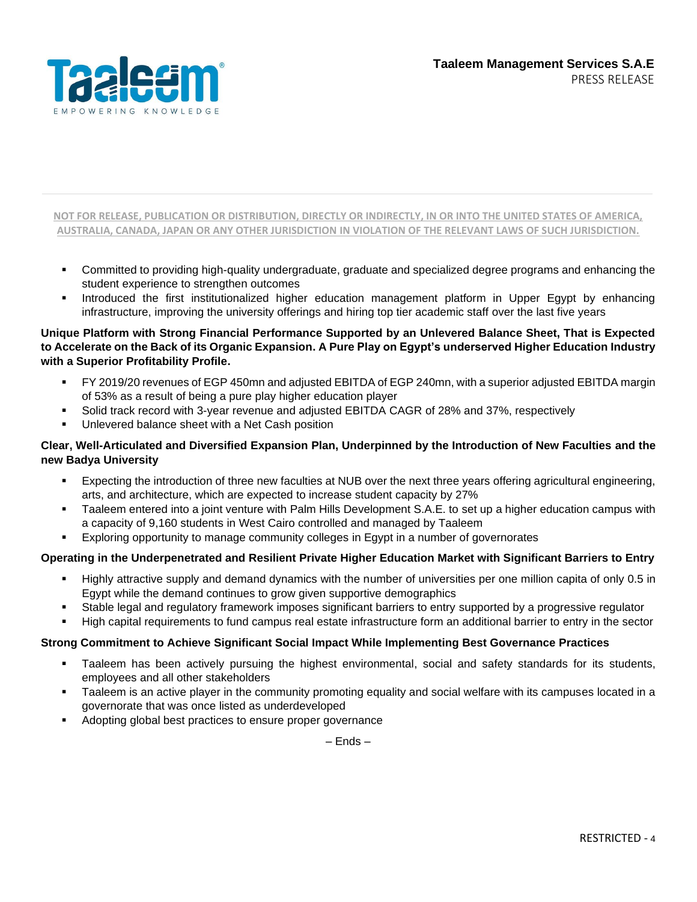NOT FOR RELEASE, PUBLICATION OR DISTRIBUTION, DIRECTLY OR INDIRECTLY, IN OR INTO THE UNITED STATES OF AMERICA, AUSTRALIA, CANADA, JAPAN OR ANY OTHER JURISDICTION IN VIOLATION OF THE RELEVANT LAWS OF SUCH JURISDICTION.

- Committed to providing high-quality undergraduate, graduate and specialized degree programs and enhancing the student experience to strengthen outcomes
- Introduced the first institutionalized higher education management platform in Upper Egypt by enhancing infrastructure, improving the university offerings and hiring top tier academic staff over the last five years

**Unique Platform with Strong Financial Performance Supported by an Unlevered Balance Sheet, That is Expected to Accelerate on the Back of its Organic Expansion. A Pure Play on Egypt's underserved Higher Education Industry with a Superior Profitability Profile.**

- FY 2019/20 revenues of EGP 450mn and adjusted EBITDA of EGP 240mn, with a superior adjusted EBITDA margin of 53% as a result of being a pure play higher education player
- Solid track record with 3-year revenue and adjusted EBITDA CAGR of 28% and 37%, respectively
- Unlevered balance sheet with a Net Cash position

**Clear, Well-Articulated and Diversified Expansion Plan, Underpinned by the Introduction of New Faculties and the new Badya University**

- Expecting the introduction of three new faculties at NUB over the next three years offering agricultural engineering, arts, and architecture, which are expected to increase student capacity by 27%
- Taaleem entered into a joint venture with Palm Hills Development S.A.E. to set up a higher education campus with a capacity of 9,160 students in West Cairo controlled and managed by Taaleem
- Exploring opportunity to manage community colleges in Egypt in a number of governorates

**Operating in the Underpenetrated and Resilient Private Higher Education Market with Significant Barriers to Entry**

- Highly attractive supply and demand dynamics with the number of universities per one million capita of only 0.5 in Egypt while the demand continues to grow given supportive demographics
- Stable legal and regulatory framework imposes significant barriers to entry supported by a progressive regulator
- High capital requirements to fund campus real estate infrastructure form an additional barrier to entry in the sector

**Strong Commitment to Achieve Significant Social Impact While Implementing Best Governance Practices**

- Taaleem has been actively pursuing the highest environmental, social and safety standards for its students, employees and all other stakeholders
- Taaleem is an active player in the community promoting equality and social welfare with its campuses located in a governorate that was once listed as underdeveloped
- Adopting global best practices to ensure proper governance

– Ends –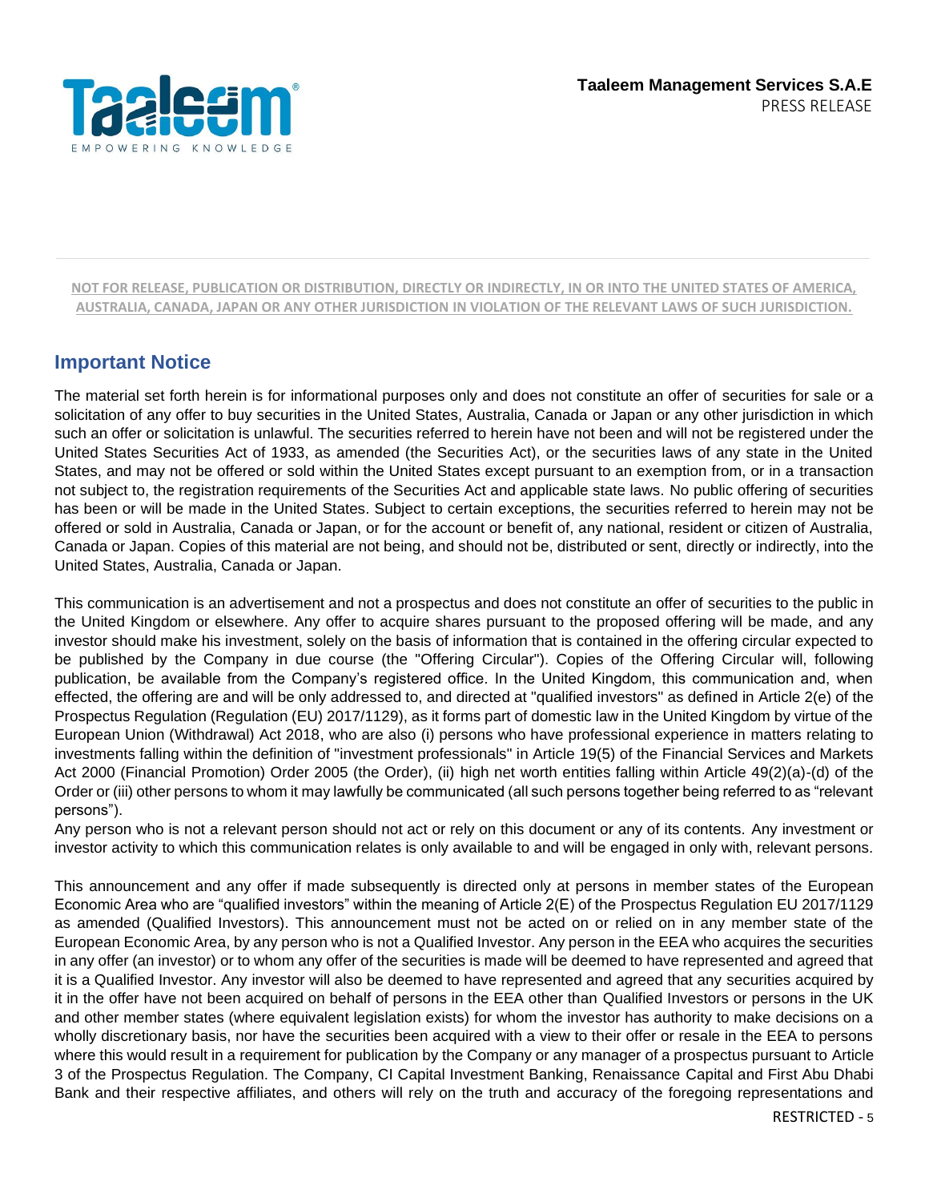**NOT FOR RELEASE, PUBLICATION OR DISTRIBUTION, DIRECTLY OR INDIRECTLY, IN OR INTO THE UNITED STATES OF AMERICA, AUSTRALIA, CANADA, JAPAN OR ANY OTHER JURISDICTION IN VIOLATION OF THE RELEVANT LAWS OF SUCH JURISDICTION.**

## Important Notice

The material set forth herein is for informational purposes only and does not constitute an offer of securities for sale or a solicitation of any offer to buy securities in the United States, Australia, Canada or Japan or any other jurisdiction in which such an offer or solicitation is unlawful. The securities referred to herein have not been and will not be registered under the United States Securities Act of 1933, as amended (the Securities Act), or the securities laws of any state in the United States, and may not be offered or sold within the United States except pursuant to an exemption from, or in a transaction not subject to, the registration requirements of the Securities Act and applicable state laws. No public offering of securities has been or will be made in the United States. Subject to certain exceptions, the securities referred to herein may not be offered or sold in Australia, Canada or Japan, or for the account or benefit of, any national, resident or citizen of Australia, Canada or Japan. Copies of this material are not being, and should not be, distributed or sent, directly or indirectly, into the United States, Australia, Canada or Japan.

This communication is an advertisement and not a prospectus and does not constitute an offer of securities to the public in the United Kingdom or elsewhere. Any offer to acquire shares pursuant to the proposed offering will be made, and any investor should make his investment, solely on the basis of information that is contained in the offering circular expected to be published by the Company in due course (the "Offering Circular"). Copies of the Offering Circular will, following publication, be available from the Company's registered office. In the United Kingdom, this communication and, when effected, the offering are and will be only addressed to, and directed at "qualified investors" as defined in Article 2(e) of the Prospectus Regulation (Regulation (EU) 2017/1129), as it forms part of domestic law in the United Kingdom by virtue of the European Union (Withdrawal) Act 2018, who are also (i) persons who have professional experience in matters relating to investments falling within the definition of "investment professionals" in Article 19(5) of the Financial Services and Markets Act 2000 (Financial Promotion) Order 2005 (the Order), (ii) high net worth entities falling within Article 49(2)(a)-(d) of the Order or (iii) other persons to whom it may lawfully be communicated (all such persons together being referred to as "relevant persons").
Any person who is not a relevant person should not act or rely on this document or any of its contents. Any investment or investor activity to which this communication relates is only available to and will be engaged in only with, relevant persons.

This announcement and any offer if made subsequently is directed only at persons in member states of the European Economic Area who are "qualified investors" within the meaning of Article 2(E) of the Prospectus Regulation EU 2017/1129 as amended (Qualified Investors). This announcement must not be acted on or relied on in any member state of the European Economic Area, by any person who is not a Qualified Investor. Any person in the EEA who acquires the securities in any offer (an investor) or to whom any offer of the securities is made will be deemed to have represented and agreed that it is a Qualified Investor. Any investor will also be deemed to have represented and agreed that any securities acquired by it in the offer have not been acquired on behalf of persons in the EEA other than Qualified Investors or persons in the UK and other member states (where equivalent legislation exists) for whom the investor has authority to make decisions on a wholly discretionary basis, nor have the securities been acquired with a view to their offer or resale in the EEA to persons where this would result in a requirement for publication by the Company or any manager of a prospectus pursuant to Article 3 of the Prospectus Regulation. The Company, CI Capital Investment Banking, Renaissance Capital and First Abu Dhabi Bank and their respective affiliates, and others will rely on the truth and accuracy of the foregoing representations and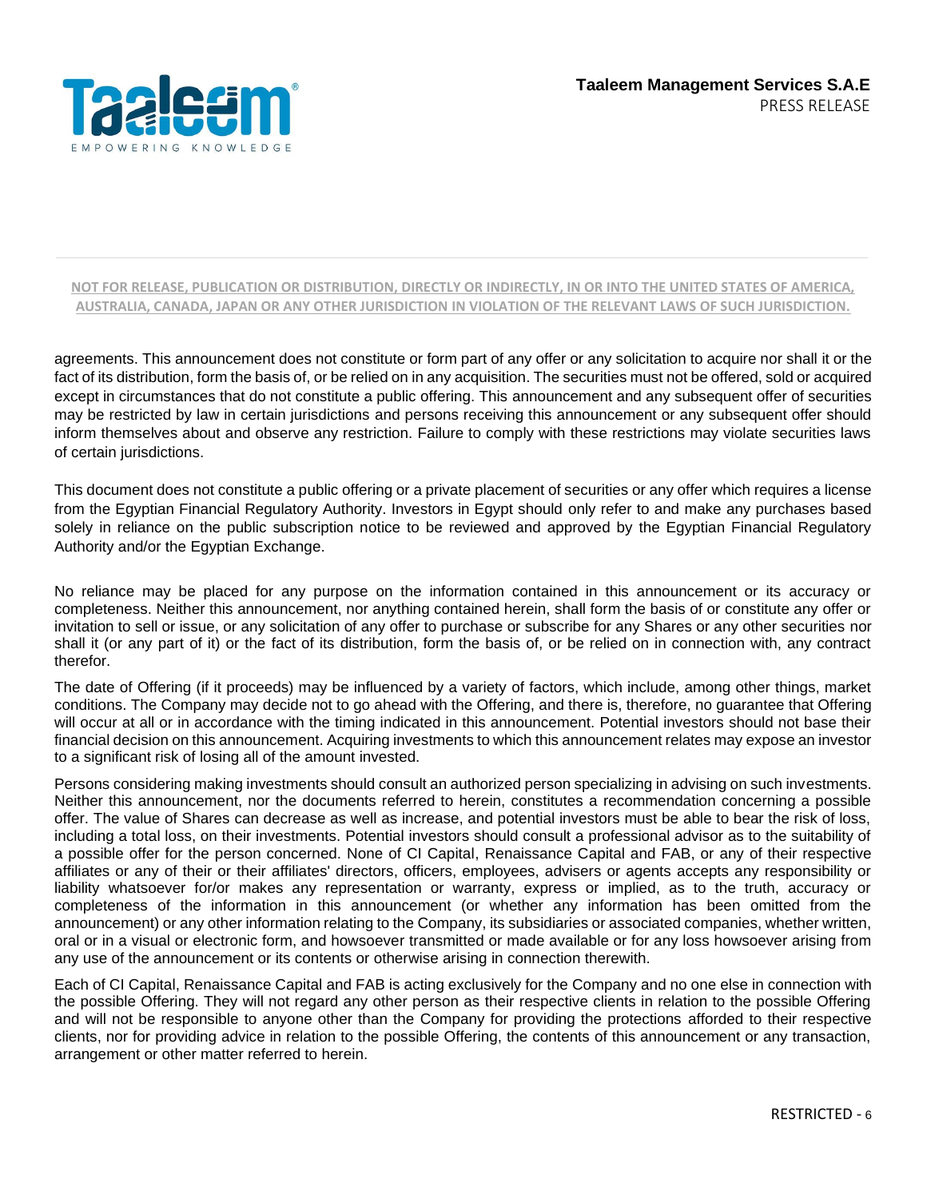**NOT FOR RELEASE, PUBLICATION OR DISTRIBUTION, DIRECTLY OR INDIRECTLY, IN OR INTO THE UNITED STATES OF AMERICA, AUSTRALIA, CANADA, JAPAN OR ANY OTHER JURISDICTION IN VIOLATION OF THE RELEVANT LAWS OF SUCH JURISDICTION.**

agreements. This announcement does not constitute or form part of any offer or any solicitation to acquire nor shall it or the fact of its distribution, form the basis of, or be relied on in any acquisition. The securities must not be offered, sold or acquired except in circumstances that do not constitute a public offering. This announcement and any subsequent offer of securities may be restricted by law in certain jurisdictions and persons receiving this announcement or any subsequent offer should inform themselves about and observe any restriction. Failure to comply with these restrictions may violate securities laws of certain jurisdictions.

This document does not constitute a public offering or a private placement of securities or any offer which requires a license from the Egyptian Financial Regulatory Authority. Investors in Egypt should only refer to and make any purchases based solely in reliance on the public subscription notice to be reviewed and approved by the Egyptian Financial Regulatory Authority and/or the Egyptian Exchange.

No reliance may be placed for any purpose on the information contained in this announcement or its accuracy or completeness. Neither this announcement, nor anything contained herein, shall form the basis of or constitute any offer or invitation to sell or issue, or any solicitation of any offer to purchase or subscribe for any Shares or any other securities nor shall it (or any part of it) or the fact of its distribution, form the basis of, or be relied on in connection with, any contract therefor.

The date of Offering (if it proceeds) may be influenced by a variety of factors, which include, among other things, market conditions. The Company may decide not to go ahead with the Offering, and there is, therefore, no guarantee that Offering will occur at all or in accordance with the timing indicated in this announcement. Potential investors should not base their financial decision on this announcement. Acquiring investments to which this announcement relates may expose an investor to a significant risk of losing all of the amount invested.

Persons considering making investments should consult an authorized person specializing in advising on such investments. Neither this announcement, nor the documents referred to herein, constitutes a recommendation concerning a possible offer. The value of Shares can decrease as well as increase, and potential investors must be able to bear the risk of loss, including a total loss, on their investments. Potential investors should consult a professional advisor as to the suitability of a possible offer for the person concerned. None of CI Capital, Renaissance Capital and FAB, or any of their respective affiliates or any of their or their affiliates' directors, officers, employees, advisers or agents accepts any responsibility or liability whatsoever for/or makes any representation or warranty, express or implied, as to the truth, accuracy or completeness of the information in this announcement (or whether any information has been omitted from the announcement) or any other information relating to the Company, its subsidiaries or associated companies, whether written, oral or in a visual or electronic form, and howsoever transmitted or made available or for any loss howsoever arising from any use of the announcement or its contents or otherwise arising in connection therewith.

Each of CI Capital, Renaissance Capital and FAB is acting exclusively for the Company and no one else in connection with the possible Offering. They will not regard any other person as their respective clients in relation to the possible Offering and will not be responsible to anyone other than the Company for providing the protections afforded to their respective clients, nor for providing advice in relation to the possible Offering, the contents of this announcement or any transaction, arrangement or other matter referred to herein.